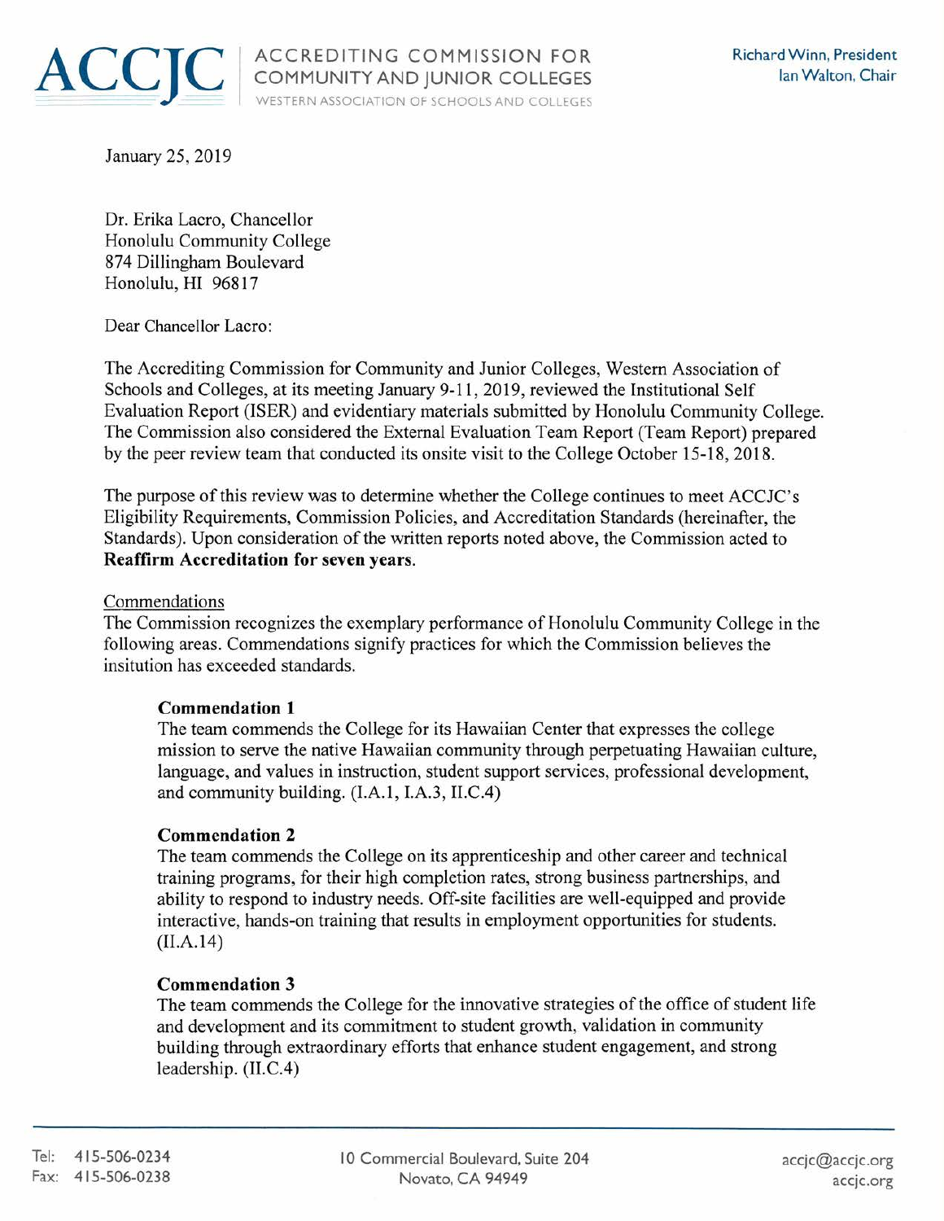ACCJC | ACCREDITING COMMISSION FOR COMMUNITY AND JUNIOR COLLEGES
WESTERN ASSOCIATION OF SCHOOLS AND COLLEGES

Richard Winn, President
Ian Walton, Chair

January 25, 2019

Dr. Erika Lacro, Chancellor
Honolulu Community College
874 Dillingham Boulevard
Honolulu, HI 96817

Dear Chancellor Lacro:

The Accrediting Commission for Community and Junior Colleges, Western Association of Schools and Colleges, at its meeting January 9-11, 2019, reviewed the Institutional Self Evaluation Report (ISER) and evidentiary materials submitted by Honolulu Community College. The Commission also considered the External Evaluation Team Report (Team Report) prepared by the peer review team that conducted its onsite visit to the College October 15-18, 2018.

The purpose of this review was to determine whether the College continues to meet ACCJC's Eligibility Requirements, Commission Policies, and Accreditation Standards (hereinafter, the Standards). Upon consideration of the written reports noted above, the Commission acted to **Reaffirm Accreditation for seven years**.

Commendations

The Commission recognizes the exemplary performance of Honolulu Community College in the following areas. Commendations signify practices for which the Commission believes the insitution has exceeded standards.

**Commendation 1**
The team commends the College for its Hawaiian Center that expresses the college mission to serve the native Hawaiian community through perpetuating Hawaiian culture, language, and values in instruction, student support services, professional development, and community building. (I.A.1, I.A.3, II.C.4)

**Commendation 2**
The team commends the College on its apprenticeship and other career and technical training programs, for their high completion rates, strong business partnerships, and ability to respond to industry needs. Off-site facilities are well-equipped and provide interactive, hands-on training that results in employment opportunities for students. (II.A.14)

**Commendation 3**
The team commends the College for the innovative strategies of the office of student life and development and its commitment to student growth, validation in community building through extraordinary efforts that enhance student engagement, and strong leadership. (II.C.4)

Tel: 415-506-0234
Fax: 415-506-0238

10 Commercial Boulevard, Suite 204
Novato, CA 94949

accjc@accjc.org
accjc.org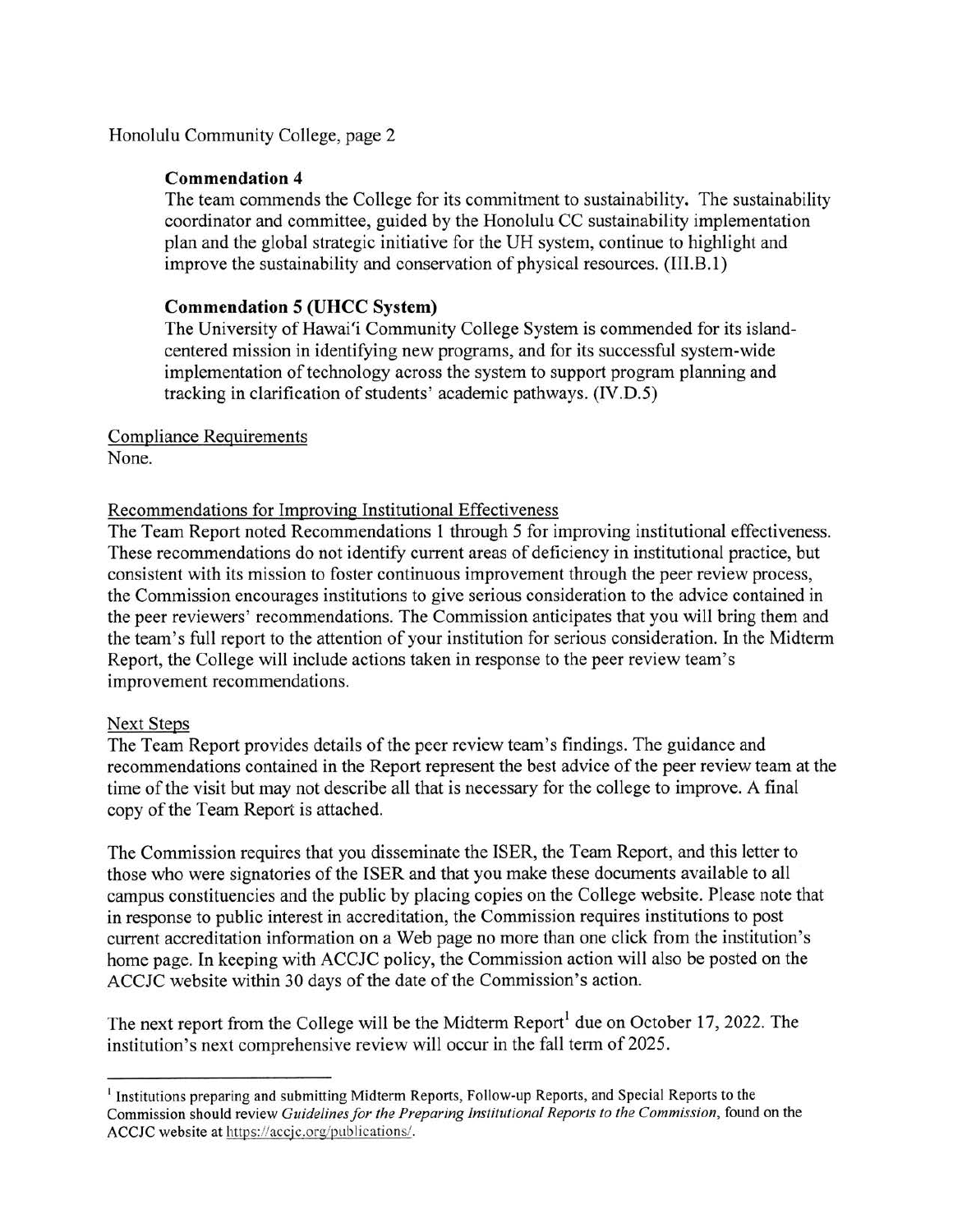### Commendation 4

The team commends the College for its commitment to sustainability. The sustainability coordinator and committee, guided by the Honolulu CC sustainability implementation plan and the global strategic initiative for the UH system, continue to highlight and improve the sustainability and conservation of physical resources. (III.B.1)

### Commendation 5 (UHCC System)

The University of Hawai'i Community College System is commended for its island-centered mission in identifying new programs, and for its successful system-wide implementation of technology across the system to support program planning and tracking in clarification of students' academic pathways. (IV.D.5)

Compliance Requirements

None.

Recommendations for Improving Institutional Effectiveness

The Team Report noted Recommendations 1 through 5 for improving institutional effectiveness. These recommendations do not identify current areas of deficiency in institutional practice, but consistent with its mission to foster continuous improvement through the peer review process, the Commission encourages institutions to give serious consideration to the advice contained in the peer reviewers' recommendations. The Commission anticipates that you will bring them and the team's full report to the attention of your institution for serious consideration. In the Midterm Report, the College will include actions taken in response to the peer review team's improvement recommendations.

Next Steps

The Team Report provides details of the peer review team's findings. The guidance and recommendations contained in the Report represent the best advice of the peer review team at the time of the visit but may not describe all that is necessary for the college to improve. A final copy of the Team Report is attached.

The Commission requires that you disseminate the ISER, the Team Report, and this letter to those who were signatories of the ISER and that you make these documents available to all campus constituencies and the public by placing copies on the College website. Please note that in response to public interest in accreditation, the Commission requires institutions to post current accreditation information on a Web page no more than one click from the institution's home page. In keeping with ACCJC policy, the Commission action will also be posted on the ACCJC website within 30 days of the date of the Commission's action.

The next report from the College will be the Midterm Report[1] due on October 17, 2022. The institution's next comprehensive review will occur in the fall term of 2025.

---

[1] Institutions preparing and submitting Midterm Reports, Follow-up Reports, and Special Reports to the Commission should review *Guidelines for the Preparing Institutional Reports to the Commission*, found on the ACCJC website at https://accjc.org/publications/.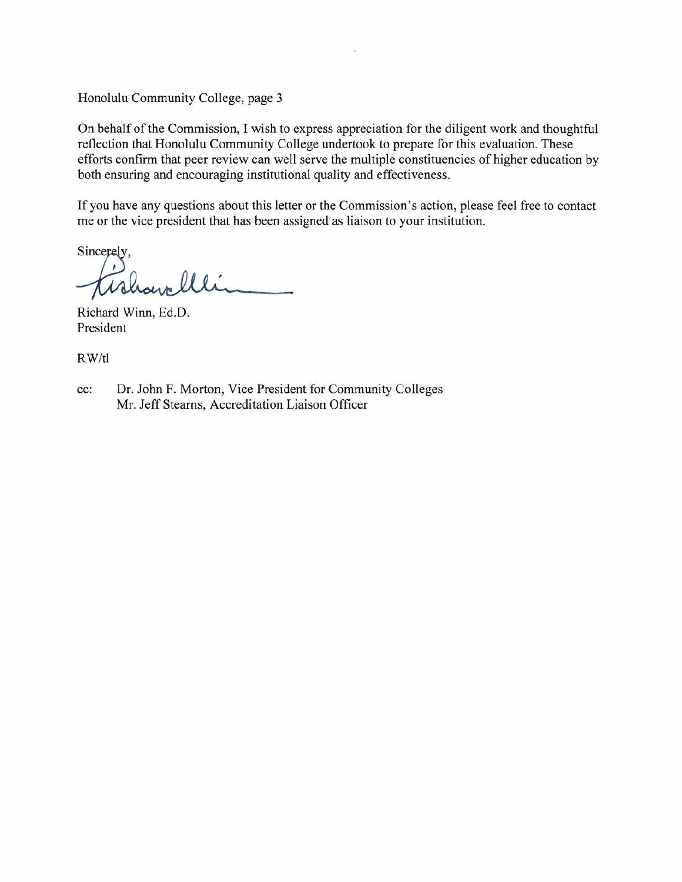On behalf of the Commission, I wish to express appreciation for the diligent work and thoughtful reflection that Honolulu Community College undertook to prepare for this evaluation. These efforts confirm that peer review can well serve the multiple constituencies of higher education by both ensuring and encouraging institutional quality and effectiveness.

If you have any questions about this letter or the Commission's action, please feel free to contact me or the vice president that has been assigned as liaison to your institution.

Sincerely,

Richard Winn, Ed.D.
President

RW/tl

cc: Dr. John F. Morton, Vice President for Community Colleges
Mr. Jeff Stearns, Accreditation Liaison Officer